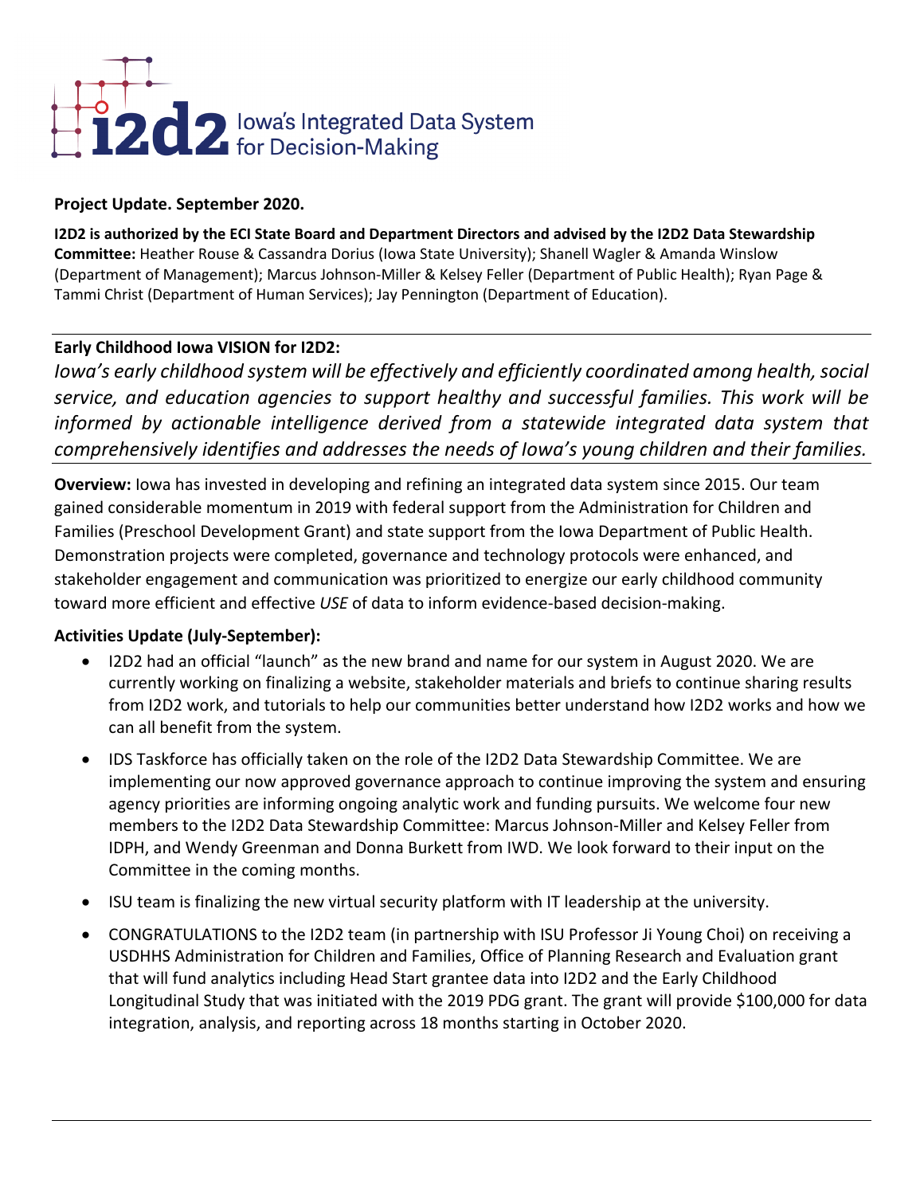# i2d2 Iowa's Integrated Data System for Decision-Making

**Project Update. September 2020.**

**I2D2 is authorized by the ECI State Board and Department Directors and advised by the I2D2 Data Stewardship Committee:** Heather Rouse & Cassandra Dorius (Iowa State University); Shanell Wagler & Amanda Winslow (Department of Management); Marcus Johnson-Miller & Kelsey Feller (Department of Public Health); Ryan Page & Tammi Christ (Department of Human Services); Jay Pennington (Department of Education).

---

**Early Childhood Iowa VISION for I2D2:**

*Iowa's early childhood system will be effectively and efficiently coordinated among health, social service, and education agencies to support healthy and successful families. This work will be informed by actionable intelligence derived from a statewide integrated data system that comprehensively identifies and addresses the needs of Iowa's young children and their families.*

---

**Overview:** Iowa has invested in developing and refining an integrated data system since 2015. Our team gained considerable momentum in 2019 with federal support from the Administration for Children and Families (Preschool Development Grant) and state support from the Iowa Department of Public Health. Demonstration projects were completed, governance and technology protocols were enhanced, and stakeholder engagement and communication was prioritized to energize our early childhood community toward more efficient and effective *USE* of data to inform evidence-based decision-making.

**Activities Update (July-September):**

- I2D2 had an official "launch" as the new brand and name for our system in August 2020. We are currently working on finalizing a website, stakeholder materials and briefs to continue sharing results from I2D2 work, and tutorials to help our communities better understand how I2D2 works and how we can all benefit from the system.
- IDS Taskforce has officially taken on the role of the I2D2 Data Stewardship Committee. We are implementing our now approved governance approach to continue improving the system and ensuring agency priorities are informing ongoing analytic work and funding pursuits. We welcome four new members to the I2D2 Data Stewardship Committee: Marcus Johnson-Miller and Kelsey Feller from IDPH, and Wendy Greenman and Donna Burkett from IWD. We look forward to their input on the Committee in the coming months.
- ISU team is finalizing the new virtual security platform with IT leadership at the university.
- CONGRATULATIONS to the I2D2 team (in partnership with ISU Professor Ji Young Choi) on receiving a USDHHS Administration for Children and Families, Office of Planning Research and Evaluation grant that will fund analytics including Head Start grantee data into I2D2 and the Early Childhood Longitudinal Study that was initiated with the 2019 PDG grant. The grant will provide $100,000 for data integration, analysis, and reporting across 18 months starting in October 2020.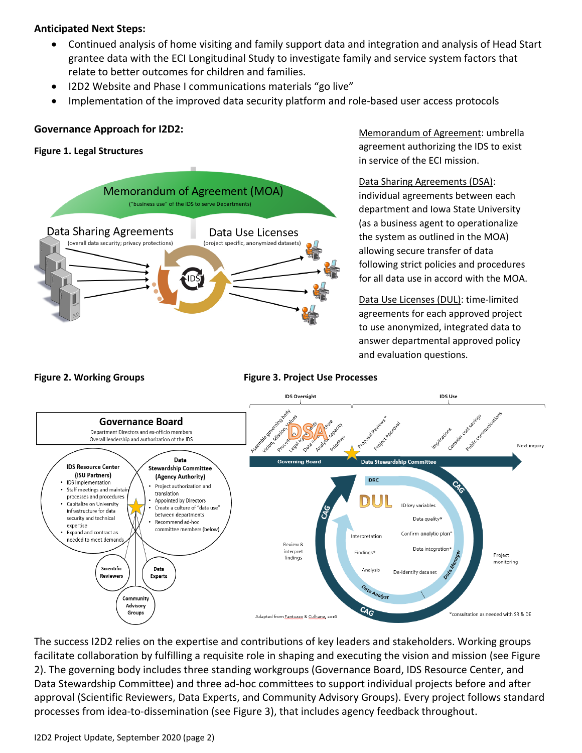**Anticipated Next Steps:**

- Continued analysis of home visiting and family support data and integration and analysis of Head Start grantee data with the ECI Longitudinal Study to investigate family and service system factors that relate to better outcomes for children and families.
- I2D2 Website and Phase I communications materials "go live"
- Implementation of the improved data security platform and role-based user access protocols

**Governance Approach for I2D2:**

**Figure 1. Legal Structures**

Memorandum of Agreement (MOA)
("business use" of the IDS to serve Departments)

Data Sharing Agreements
(overall data security; privacy protections)

Data Use Licenses
(project specific, anonymized datasets)

IDS

Memorandum of Agreement: umbrella agreement authorizing the IDS to exist in service of the ECI mission.

Data Sharing Agreements (DSA): individual agreements between each department and Iowa State University (as a business agent to operationalize the system as outlined in the MOA) allowing secure transfer of data following strict policies and procedures for all data use in accord with the MOA.

Data Use Licenses (DUL): time-limited agreements for each approved project to use anonymized, integrated data to answer departmental approved policy and evaluation questions.

**Figure 2. Working Groups**

**Governance Board**
Department Directors and ex-officio members
Overall leadership and authorization of the IDS

**IDS Resource Center (ISU Partners)**

- IDS implementation
- Staff meetings and maintain processes and procedures
- Capitalize on University infrastructure for data security and technical expertise
- Expand and contract as needed to meet demands

**Data Stewardship Committee (Agency Authority)**

- Project authorization and translation
- Appointed by Directors
- Create a culture of "data use" between departments
- Recommend ad-hoc committee members (below)

Scientific Reviewers

Data Experts

Community Advisory Groups

**Figure 3. Project Use Processes**

IDS Oversight

IDS Use

Assemble governing body
Vision, Mission, Values
Procedures
Legal agreements
Data infrastructure
Analytic capacity
Priorities

DSA

Proposal Reviews*
Project Approval

Implications
Consider cost savings
Public communications

Next inquiry

Governing Board

Data Stewardship Committee

IDRC

DUL

ID key variables
Data quality*
Confirm analytic plan*
Data integration*
De-identify data set
Analysis
Findings*
Interpretation

Data Manager
Data Analyst

CAG

Review & interpret findings

Project monitoring

Adapted from Fantuzzo & Culhane, 2016

*consultation as needed with SR & DE

The success I2D2 relies on the expertise and contributions of key leaders and stakeholders. Working groups facilitate collaboration by fulfilling a requisite role in shaping and executing the vision and mission (see Figure 2). The governing body includes three standing workgroups (Governance Board, IDS Resource Center, and Data Stewardship Committee) and three ad-hoc committees to support individual projects before and after approval (Scientific Reviewers, Data Experts, and Community Advisory Groups). Every project follows standard processes from idea-to-dissemination (see Figure 3), that includes agency feedback throughout.